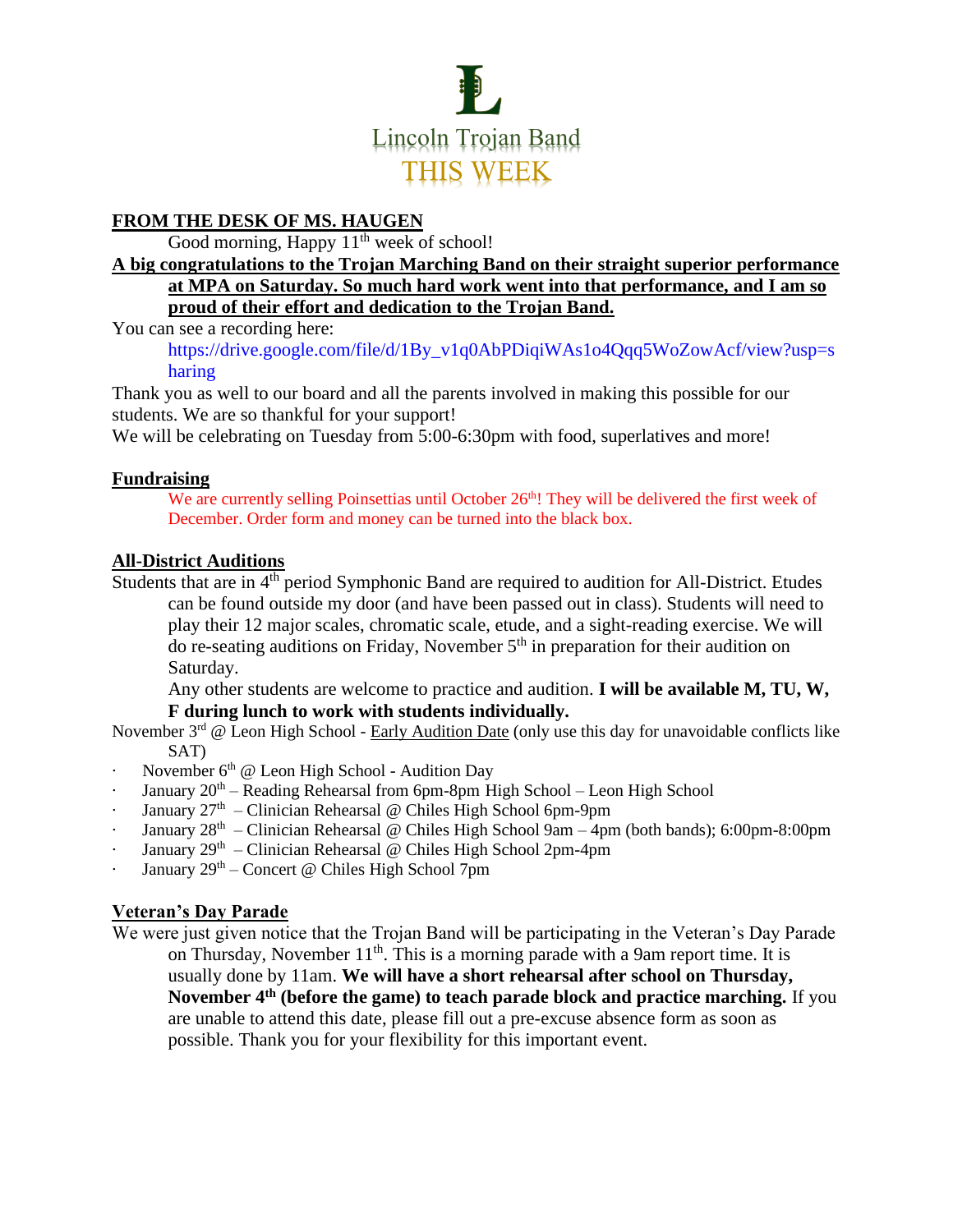# Lincoln Trojan Band
## THIS WEEK

### FROM THE DESK OF MS. HAUGEN

Good morning, Happy 11th week of school!

**A big congratulations to the Trojan Marching Band on their straight superior performance at MPA on Saturday. So much hard work went into that performance, and I am so proud of their effort and dedication to the Trojan Band.**

You can see a recording here:

https://drive.google.com/file/d/1By_v1q0AbPDiqiWAs1o4Qqq5WoZowAcf/view?usp=sharing

Thank you as well to our board and all the parents involved in making this possible for our students. We are so thankful for your support!

We will be celebrating on Tuesday from 5:00-6:30pm with food, superlatives and more!

### Fundraising

We are currently selling Poinsettias until October 26th! They will be delivered the first week of December. Order form and money can be turned into the black box.

### All-District Auditions

Students that are in 4th period Symphonic Band are required to audition for All-District. Etudes can be found outside my door (and have been passed out in class). Students will need to play their 12 major scales, chromatic scale, etude, and a sight-reading exercise. We will do re-seating auditions on Friday, November 5th in preparation for their audition on Saturday.

Any other students are welcome to practice and audition. **I will be available M, TU, W, F during lunch to work with students individually.**

November 3rd @ Leon High School - Early Audition Date (only use this day for unavoidable conflicts like SAT)

- November 6th @ Leon High School - Audition Day
- January 20th – Reading Rehearsal from 6pm-8pm High School – Leon High School
- January 27th – Clinician Rehearsal @ Chiles High School 6pm-9pm
- January 28th – Clinician Rehearsal @ Chiles High School 9am – 4pm (both bands); 6:00pm-8:00pm
- January 29th – Clinician Rehearsal @ Chiles High School 2pm-4pm
- January 29th – Concert @ Chiles High School 7pm

### Veteran's Day Parade

We were just given notice that the Trojan Band will be participating in the Veteran's Day Parade on Thursday, November 11th. This is a morning parade with a 9am report time. It is usually done by 11am. **We will have a short rehearsal after school on Thursday, November 4th (before the game) to teach parade block and practice marching.** If you are unable to attend this date, please fill out a pre-excuse absence form as soon as possible. Thank you for your flexibility for this important event.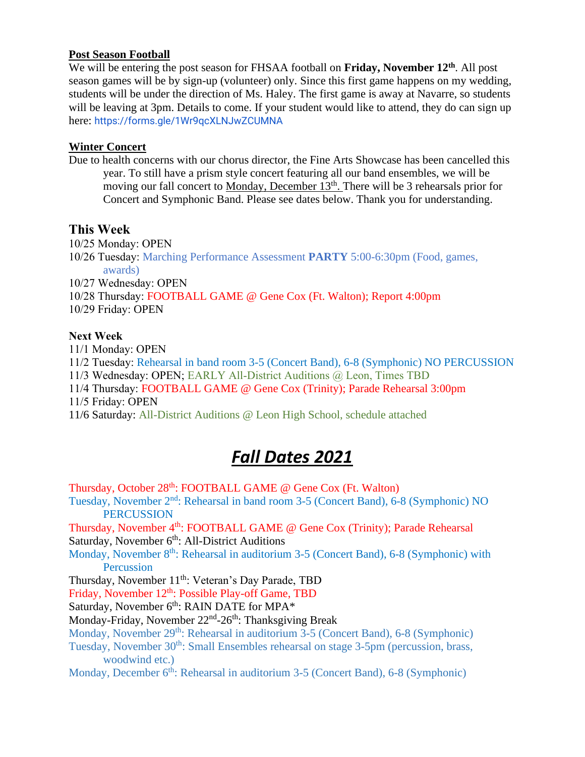**Post Season Football**

We will be entering the post season for FHSAA football on **Friday, November 12th**. All post season games will be by sign-up (volunteer) only. Since this first game happens on my wedding, students will be under the direction of Ms. Haley. The first game is away at Navarre, so students will be leaving at 3pm. Details to come. If your student would like to attend, they do can sign up here: https://forms.gle/1Wr9qcXLNJwZCUMNA

**Winter Concert**

Due to health concerns with our chorus director, the Fine Arts Showcase has been cancelled this year. To still have a prism style concert featuring all our band ensembles, we will be moving our fall concert to Monday, December 13th. There will be 3 rehearsals prior for Concert and Symphonic Band. Please see dates below. Thank you for understanding.

## This Week

10/25 Monday: OPEN
10/26 Tuesday: Marching Performance Assessment **PARTY** 5:00-6:30pm (Food, games, awards)
10/27 Wednesday: OPEN
10/28 Thursday: FOOTBALL GAME @ Gene Cox (Ft. Walton); Report 4:00pm
10/29 Friday: OPEN

**Next Week**

11/1 Monday: OPEN
11/2 Tuesday: Rehearsal in band room 3-5 (Concert Band), 6-8 (Symphonic) NO PERCUSSION
11/3 Wednesday: OPEN; EARLY All-District Auditions @ Leon, Times TBD
11/4 Thursday: FOOTBALL GAME @ Gene Cox (Trinity); Parade Rehearsal 3:00pm
11/5 Friday: OPEN
11/6 Saturday: All-District Auditions @ Leon High School, schedule attached

# *Fall Dates 2021*

Thursday, October 28th: FOOTBALL GAME @ Gene Cox (Ft. Walton)
Tuesday, November 2nd: Rehearsal in band room 3-5 (Concert Band), 6-8 (Symphonic) NO PERCUSSION
Thursday, November 4th: FOOTBALL GAME @ Gene Cox (Trinity); Parade Rehearsal
Saturday, November 6th: All-District Auditions
Monday, November 8th: Rehearsal in auditorium 3-5 (Concert Band), 6-8 (Symphonic) with Percussion
Thursday, November 11th: Veteran's Day Parade, TBD
Friday, November 12th: Possible Play-off Game, TBD
Saturday, November 6th: RAIN DATE for MPA*
Monday-Friday, November 22nd-26th: Thanksgiving Break
Monday, November 29th: Rehearsal in auditorium 3-5 (Concert Band), 6-8 (Symphonic)
Tuesday, November 30th: Small Ensembles rehearsal on stage 3-5pm (percussion, brass, woodwind etc.)
Monday, December 6th: Rehearsal in auditorium 3-5 (Concert Band), 6-8 (Symphonic)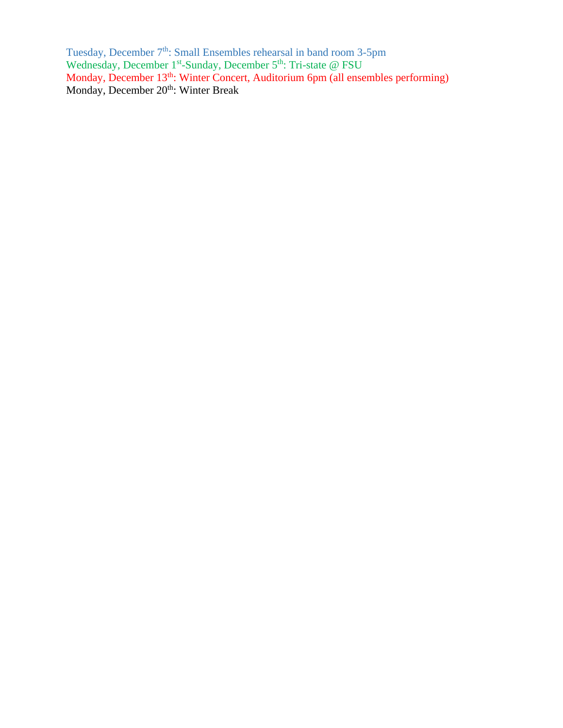Tuesday, December 7th: Small Ensembles rehearsal in band room 3-5pm
Wednesday, December 1st-Sunday, December 5th: Tri-state @ FSU
Monday, December 13th: Winter Concert, Auditorium 6pm (all ensembles performing)
Monday, December 20th: Winter Break